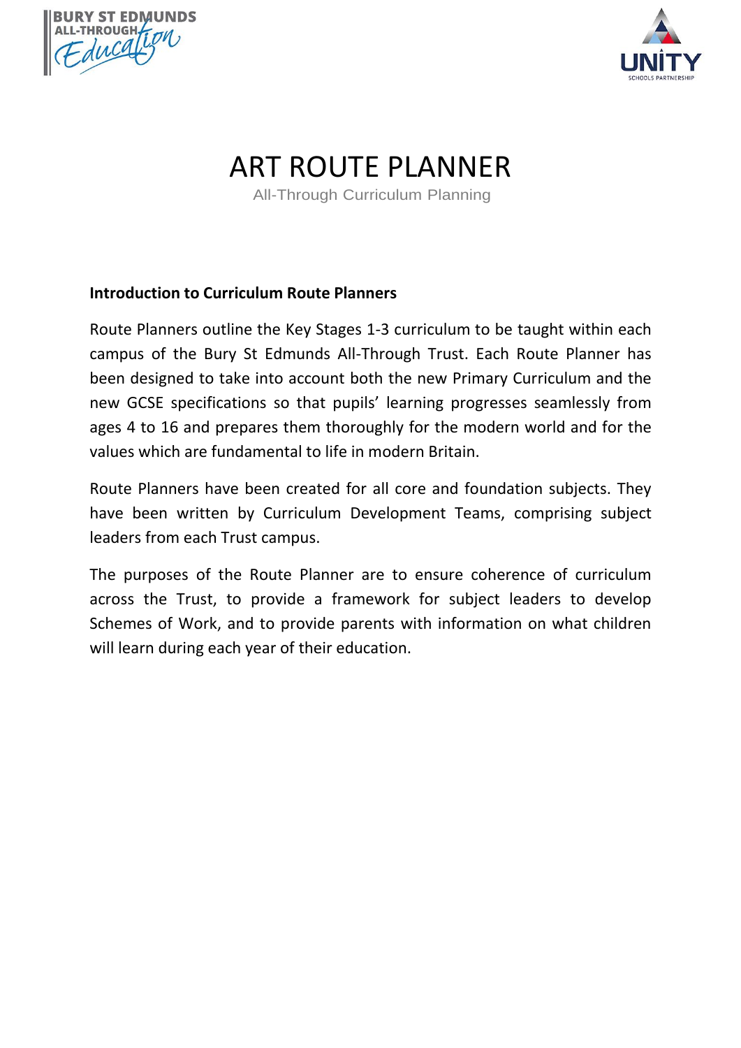# ART ROUTE PLANNER

All-Through Curriculum Planning

**Introduction to Curriculum Route Planners**

Route Planners outline the Key Stages 1-3 curriculum to be taught within each campus of the Bury St Edmunds All-Through Trust. Each Route Planner has been designed to take into account both the new Primary Curriculum and the new GCSE specifications so that pupils' learning progresses seamlessly from ages 4 to 16 and prepares them thoroughly for the modern world and for the values which are fundamental to life in modern Britain.

Route Planners have been created for all core and foundation subjects. They have been written by Curriculum Development Teams, comprising subject leaders from each Trust campus.

The purposes of the Route Planner are to ensure coherence of curriculum across the Trust, to provide a framework for subject leaders to develop Schemes of Work, and to provide parents with information on what children will learn during each year of their education.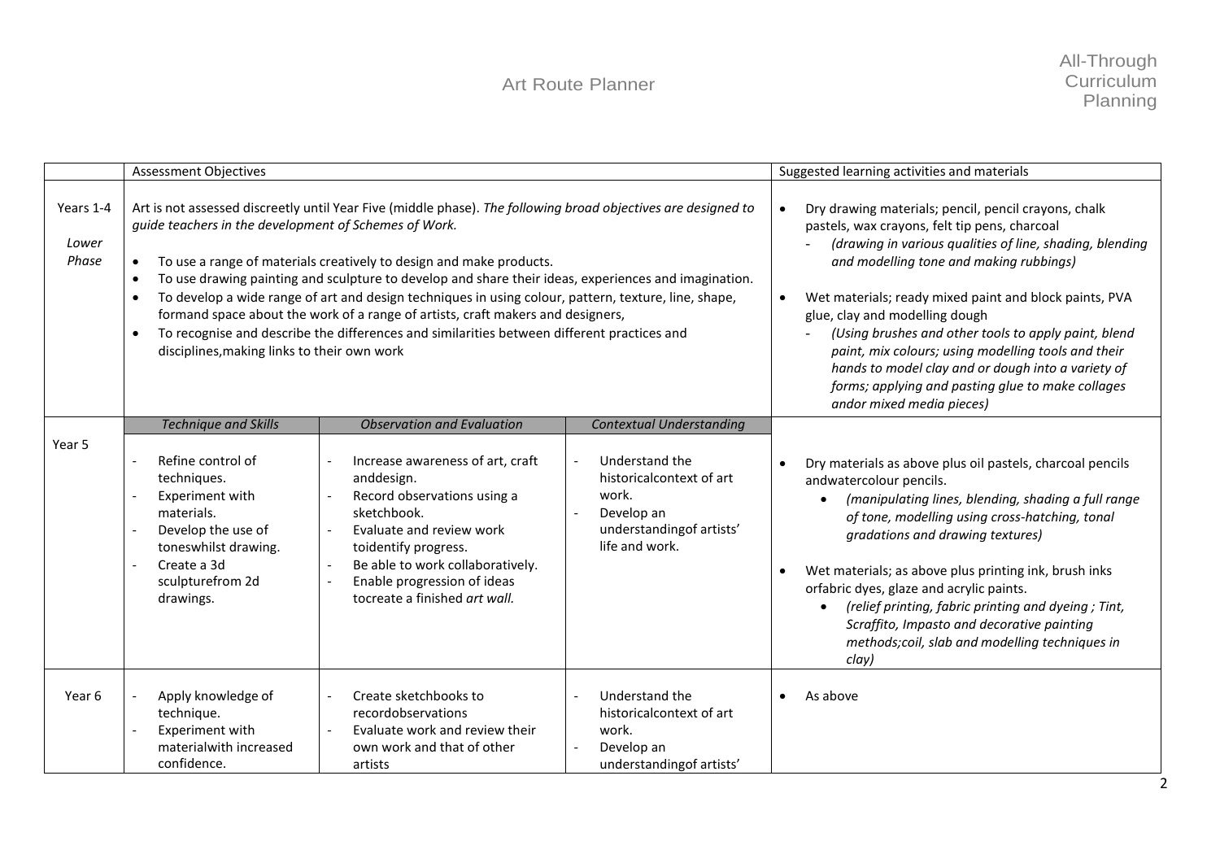# Art Route Planner

All-Through Curriculum Planning

| | Assessment Objectives | | | Suggested learning activities and materials |
|---|---|---|---|---|
| Years 1-4 *Lower Phase* | Art is not assessed discreetly until Year Five (middle phase). *The following broad objectives are designed to guide teachers in the development of Schemes of Work.*<br>• To use a range of materials creatively to design and make products.<br>• To use drawing painting and sculpture to develop and share their ideas, experiences and imagination.<br>• To develop a wide range of art and design techniques in using colour, pattern, texture, line, shape, formand space about the work of a range of artists, craft makers and designers,<br>• To recognise and describe the differences and similarities between different practices and disciplines,making links to their own work | | | • Dry drawing materials; pencil, pencil crayons, chalk pastels, wax crayons, felt tip pens, charcoal<br>- *(drawing in various qualities of line, shading, blending and modelling tone and making rubbings)*<br>• Wet materials; ready mixed paint and block paints, PVA glue, clay and modelling dough<br>- *(Using brushes and other tools to apply paint, blend paint, mix colours; using modelling tools and their hands to model clay and or dough into a variety of forms; applying and pasting glue to make collages andor mixed media pieces)* |
| | *Technique and Skills* | *Observation and Evaluation* | *Contextual Understanding* | |
| Year 5 | - Refine control of techniques.<br>- Experiment with materials.<br>- Develop the use of toneswhilst drawing.<br>- Create a 3d sculpturefrom 2d drawings. | - Increase awareness of art, craft anddesign.<br>- Record observations using a sketchbook.<br>- Evaluate and review work toidentify progress.<br>- Be able to work collaboratively.<br>- Enable progression of ideas tocreate a finished *art wall.* | - Understand the historicalcontext of art work.<br>- Develop an understandingof artists' life and work. | • Dry materials as above plus oil pastels, charcoal pencils andwatercolour pencils.<br>• *(manipulating lines, blending, shading a full range of tone, modelling using cross-hatching, tonal gradations and drawing textures)*<br>• Wet materials; as above plus printing ink, brush inks orfabric dyes, glaze and acrylic paints.<br>• *(relief printing, fabric printing and dyeing ; Tint, Scraffito, Impasto and decorative painting methods;coil, slab and modelling techniques in clay)* |
| Year 6 | - Apply knowledge of technique.<br>- Experiment with materialwith increased confidence. | - Create sketchbooks to recordobservations<br>- Evaluate work and review their own work and that of other artists | - Understand the historicalcontext of art work.<br>- Develop an understandingof artists' | • As above |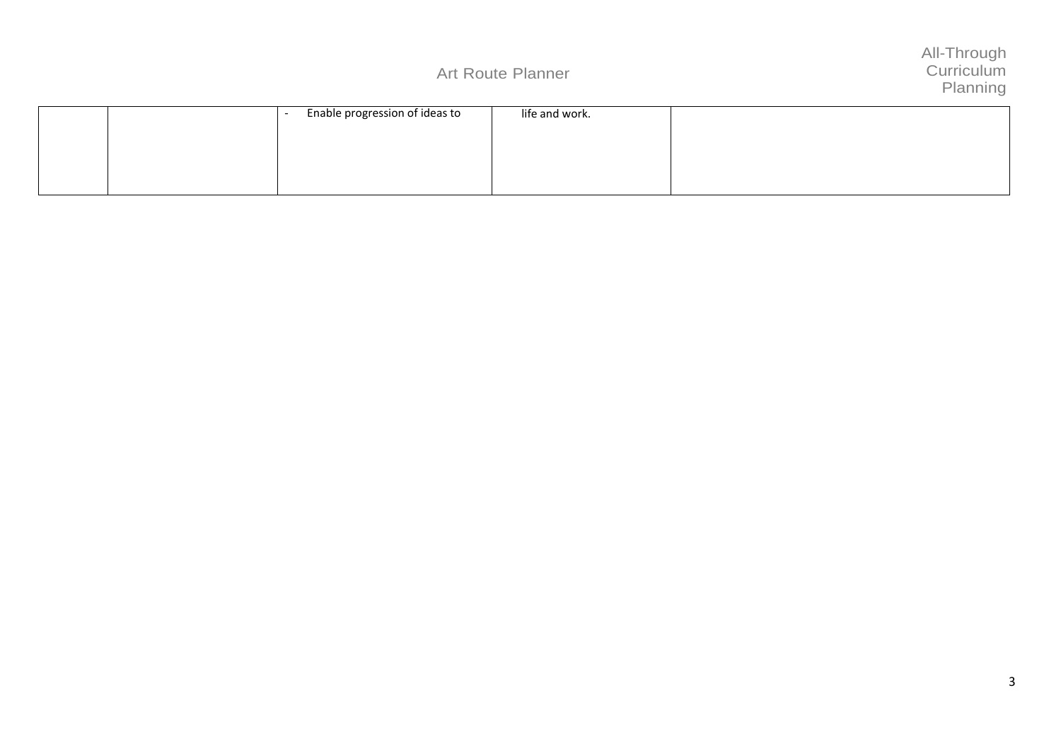| | | | | |
|---|---|---|---|---|
| | | - Enable progression of ideas to | life and work. | |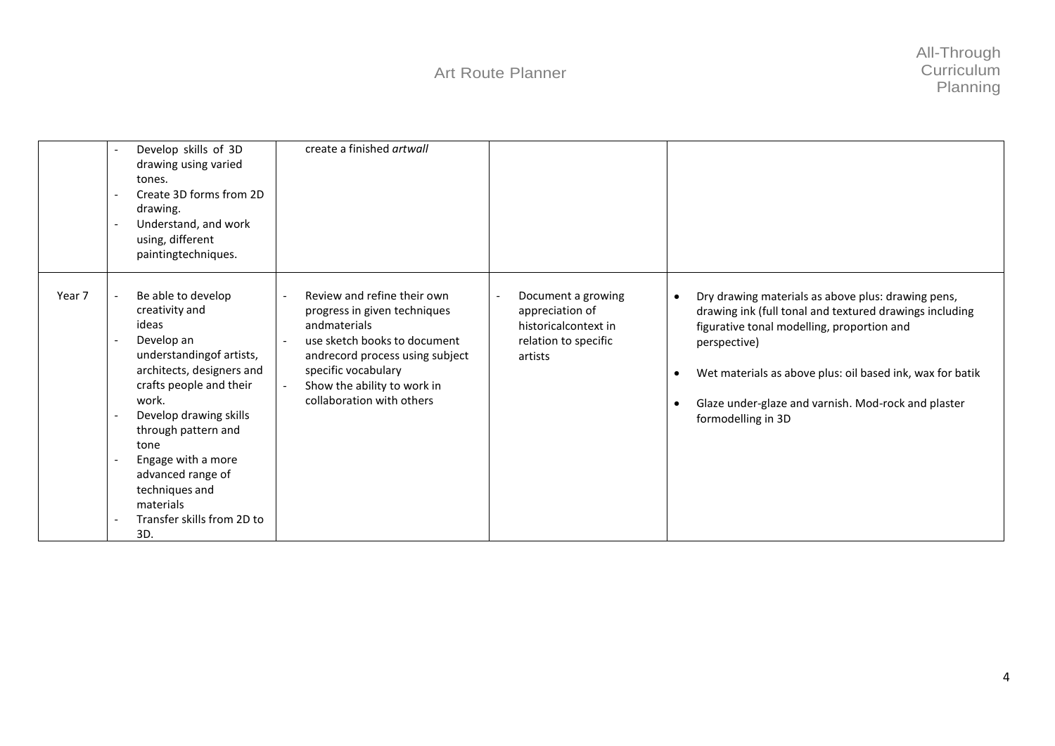| | | | | |
|---|---|---|---|---|
| | - Develop skills of 3D drawing using varied tones.<br>- Create 3D forms from 2D drawing.<br>- Understand, and work using, different paintingtechniques. | create a finished *artwall* | | |
| Year 7 | - Be able to develop creativity and ideas<br>- Develop an understandingof artists, architects, designers and crafts people and their work.<br>- Develop drawing skills through pattern and tone<br>- Engage with a more advanced range of techniques and materials<br>- Transfer skills from 2D to 3D. | - Review and refine their own progress in given techniques andmaterials<br>- use sketch books to document andrecord process using subject specific vocabulary<br>- Show the ability to work in collaboration with others | - Document a growing appreciation of historicalcontext in relation to specific artists | • Dry drawing materials as above plus: drawing pens, drawing ink (full tonal and textured drawings including figurative tonal modelling, proportion and perspective)<br>• Wet materials as above plus: oil based ink, wax for batik<br>• Glaze under-glaze and varnish. Mod-rock and plaster formodelling in 3D |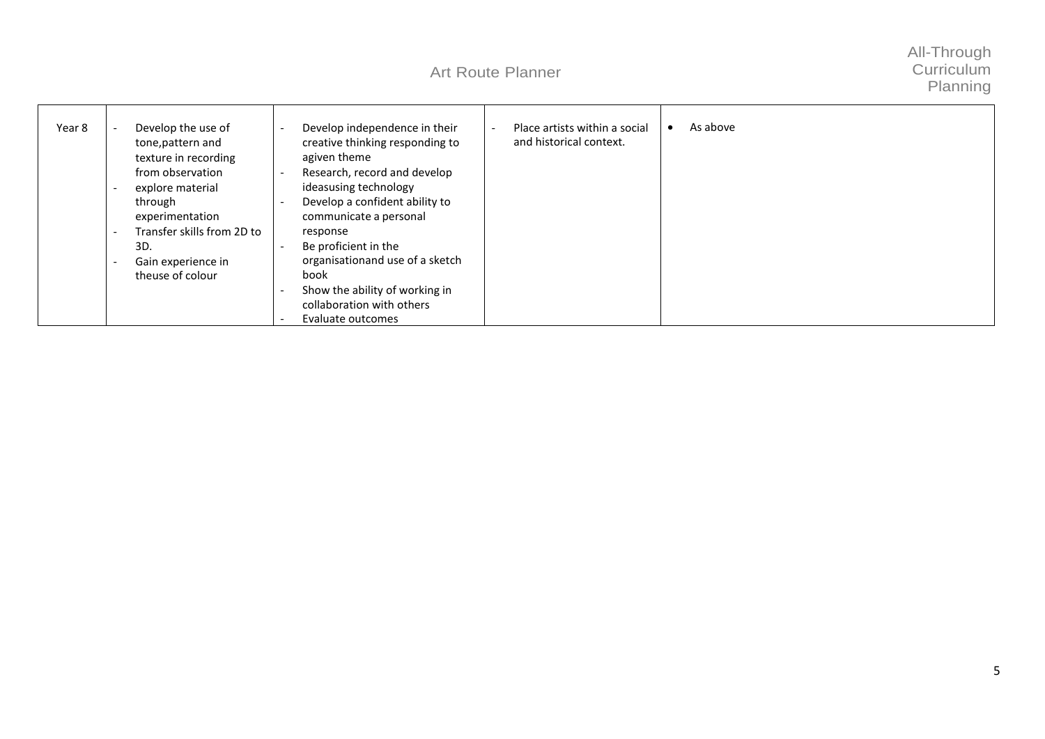| | | | | |
|---|---|---|---|---|
| Year 8 | - Develop the use of tone,pattern and texture in recording from observation<br>- explore material through experimentation<br>- Transfer skills from 2D to 3D.<br>- Gain experience in theuse of colour | - Develop independence in their creative thinking responding to agiven theme<br>- Research, record and develop ideasusing technology<br>- Develop a confident ability to communicate a personal response<br>- Be proficient in the organisationand use of a sketch book<br>- Show the ability of working in collaboration with others<br>- Evaluate outcomes | - Place artists within a social and historical context. | • As above |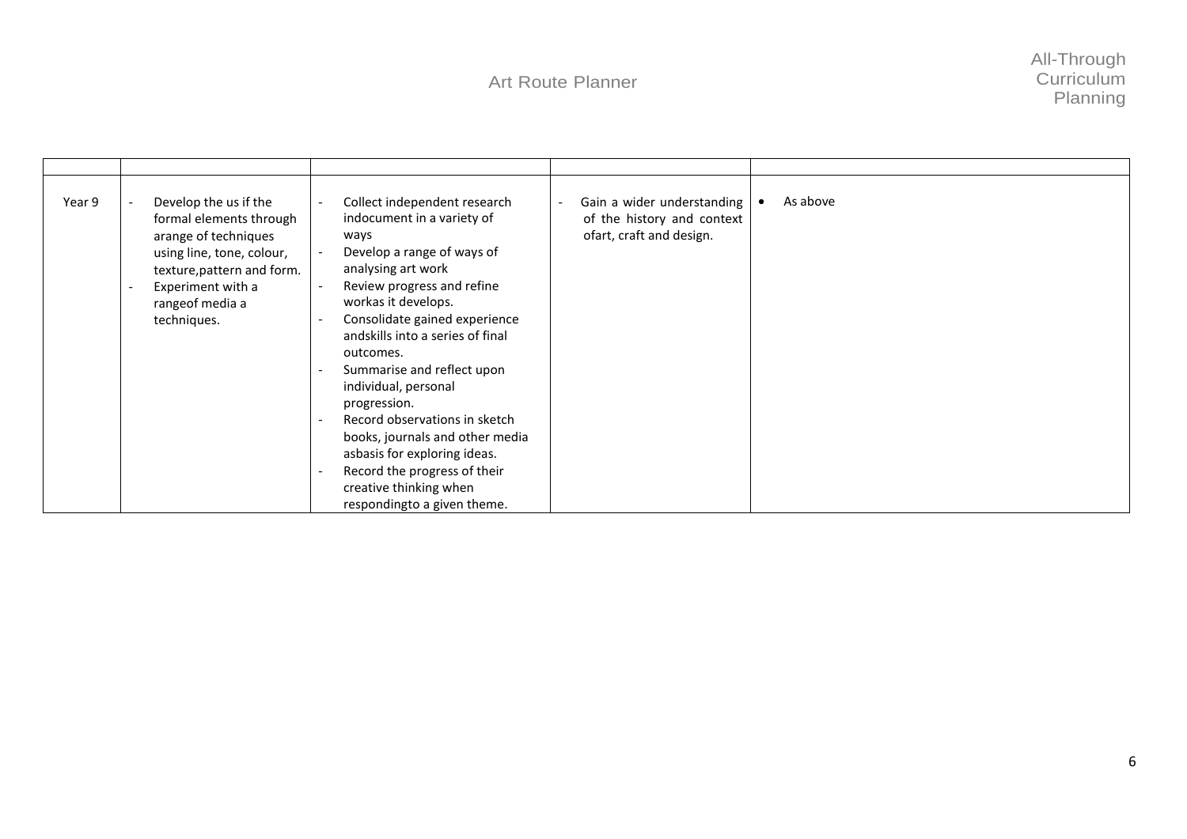| | | | | |
|---|---|---|---|---|
| Year 9 | - Develop the us if the formal elements through arange of techniques using line, tone, colour, texture,pattern and form.<br>- Experiment with a rangeof media a techniques. | - Collect independent research indocument in a variety of ways<br>- Develop a range of ways of analysing art work<br>- Review progress and refine workas it develops.<br>- Consolidate gained experience andskills into a series of final outcomes.<br>- Summarise and reflect upon individual, personal progression.<br>- Record observations in sketch books, journals and other media asbasis for exploring ideas.<br>- Record the progress of their creative thinking when respondingto a given theme. | - Gain a wider understanding of the history and context ofart, craft and design. | • As above |